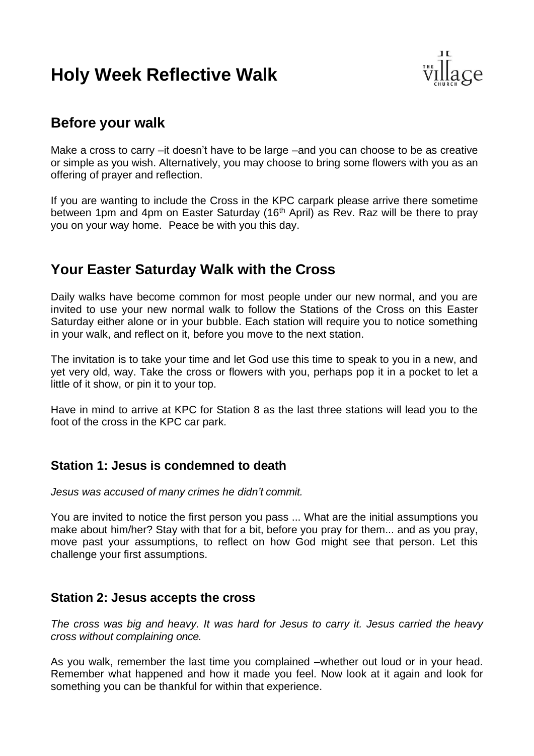# Holy Week Reflective Walk

## Before your walk

Make a cross to carry –it doesn't have to be large –and you can choose to be as creative or simple as you wish. Alternatively, you may choose to bring some flowers with you as an offering of prayer and reflection.

If you are wanting to include the Cross in the KPC carpark please arrive there sometime between 1pm and 4pm on Easter Saturday (16th April) as Rev. Raz will be there to pray you on your way home. Peace be with you this day.

## Your Easter Saturday Walk with the Cross

Daily walks have become common for most people under our new normal, and you are invited to use your new normal walk to follow the Stations of the Cross on this Easter Saturday either alone or in your bubble. Each station will require you to notice something in your walk, and reflect on it, before you move to the next station.

The invitation is to take your time and let God use this time to speak to you in a new, and yet very old, way. Take the cross or flowers with you, perhaps pop it in a pocket to let a little of it show, or pin it to your top.

Have in mind to arrive at KPC for Station 8 as the last three stations will lead you to the foot of the cross in the KPC car park.

### Station 1: Jesus is condemned to death

*Jesus was accused of many crimes he didn't commit.*

You are invited to notice the first person you pass ... What are the initial assumptions you make about him/her? Stay with that for a bit, before you pray for them... and as you pray, move past your assumptions, to reflect on how God might see that person. Let this challenge your first assumptions.

### Station 2: Jesus accepts the cross

*The cross was big and heavy. It was hard for Jesus to carry it. Jesus carried the heavy cross without complaining once.*

As you walk, remember the last time you complained –whether out loud or in your head. Remember what happened and how it made you feel. Now look at it again and look for something you can be thankful for within that experience.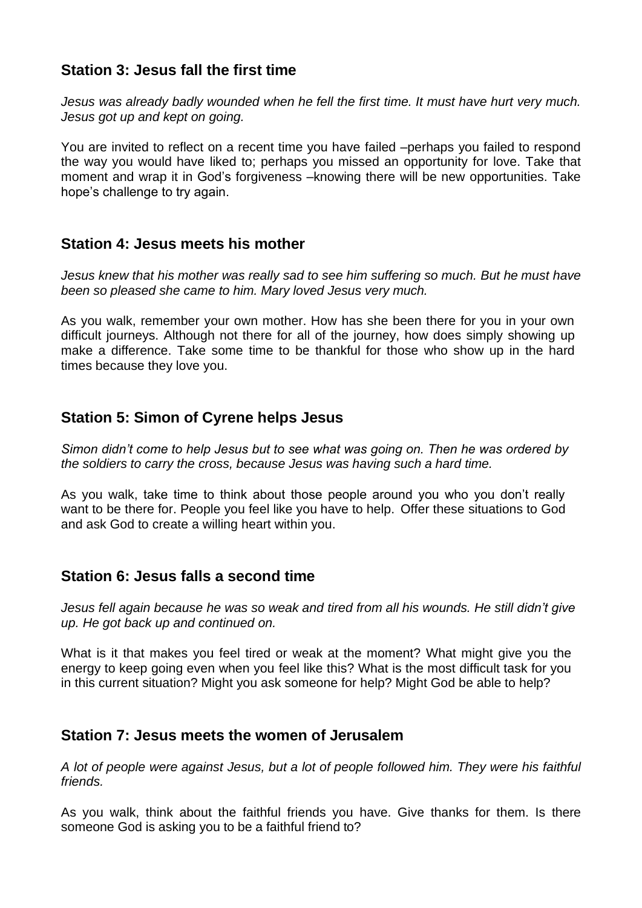## Station 3: Jesus fall the first time

*Jesus was already badly wounded when he fell the first time. It must have hurt very much. Jesus got up and kept on going.*

You are invited to reflect on a recent time you have failed –perhaps you failed to respond the way you would have liked to; perhaps you missed an opportunity for love. Take that moment and wrap it in God's forgiveness –knowing there will be new opportunities. Take hope's challenge to try again.

## Station 4: Jesus meets his mother

*Jesus knew that his mother was really sad to see him suffering so much. But he must have been so pleased she came to him. Mary loved Jesus very much.*

As you walk, remember your own mother. How has she been there for you in your own difficult journeys. Although not there for all of the journey, how does simply showing up make a difference. Take some time to be thankful for those who show up in the hard times because they love you.

## Station 5: Simon of Cyrene helps Jesus

*Simon didn't come to help Jesus but to see what was going on. Then he was ordered by the soldiers to carry the cross, because Jesus was having such a hard time.*

As you walk, take time to think about those people around you who you don't really want to be there for. People you feel like you have to help. Offer these situations to God and ask God to create a willing heart within you.

## Station 6: Jesus falls a second time

*Jesus fell again because he was so weak and tired from all his wounds. He still didn't give up. He got back up and continued on.*

What is it that makes you feel tired or weak at the moment? What might give you the energy to keep going even when you feel like this? What is the most difficult task for you in this current situation? Might you ask someone for help? Might God be able to help?

## Station 7: Jesus meets the women of Jerusalem

*A lot of people were against Jesus, but a lot of people followed him. They were his faithful friends.*

As you walk, think about the faithful friends you have. Give thanks for them. Is there someone God is asking you to be a faithful friend to?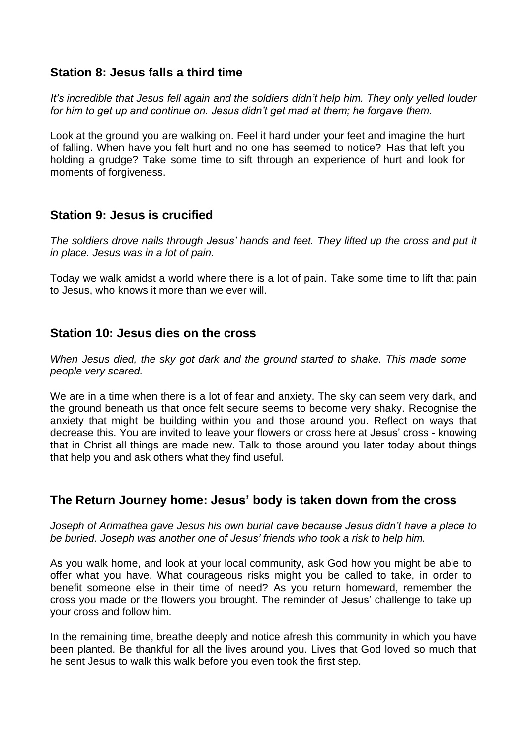## Station 8: Jesus falls a third time

*It's incredible that Jesus fell again and the soldiers didn't help him. They only yelled louder for him to get up and continue on. Jesus didn't get mad at them; he forgave them.*

Look at the ground you are walking on. Feel it hard under your feet and imagine the hurt of falling. When have you felt hurt and no one has seemed to notice? Has that left you holding a grudge? Take some time to sift through an experience of hurt and look for moments of forgiveness.

## Station 9: Jesus is crucified

*The soldiers drove nails through Jesus' hands and feet. They lifted up the cross and put it in place. Jesus was in a lot of pain.*

Today we walk amidst a world where there is a lot of pain. Take some time to lift that pain to Jesus, who knows it more than we ever will.

## Station 10: Jesus dies on the cross

*When Jesus died, the sky got dark and the ground started to shake. This made some people very scared.*

We are in a time when there is a lot of fear and anxiety. The sky can seem very dark, and the ground beneath us that once felt secure seems to become very shaky. Recognise the anxiety that might be building within you and those around you. Reflect on ways that decrease this. You are invited to leave your flowers or cross here at Jesus' cross - knowing that in Christ all things are made new. Talk to those around you later today about things that help you and ask others what they find useful.

## The Return Journey home: Jesus' body is taken down from the cross

*Joseph of Arimathea gave Jesus his own burial cave because Jesus didn't have a place to be buried. Joseph was another one of Jesus' friends who took a risk to help him.*

As you walk home, and look at your local community, ask God how you might be able to offer what you have. What courageous risks might you be called to take, in order to benefit someone else in their time of need? As you return homeward, remember the cross you made or the flowers you brought. The reminder of Jesus' challenge to take up your cross and follow him.

In the remaining time, breathe deeply and notice afresh this community in which you have been planted. Be thankful for all the lives around you. Lives that God loved so much that he sent Jesus to walk this walk before you even took the first step.